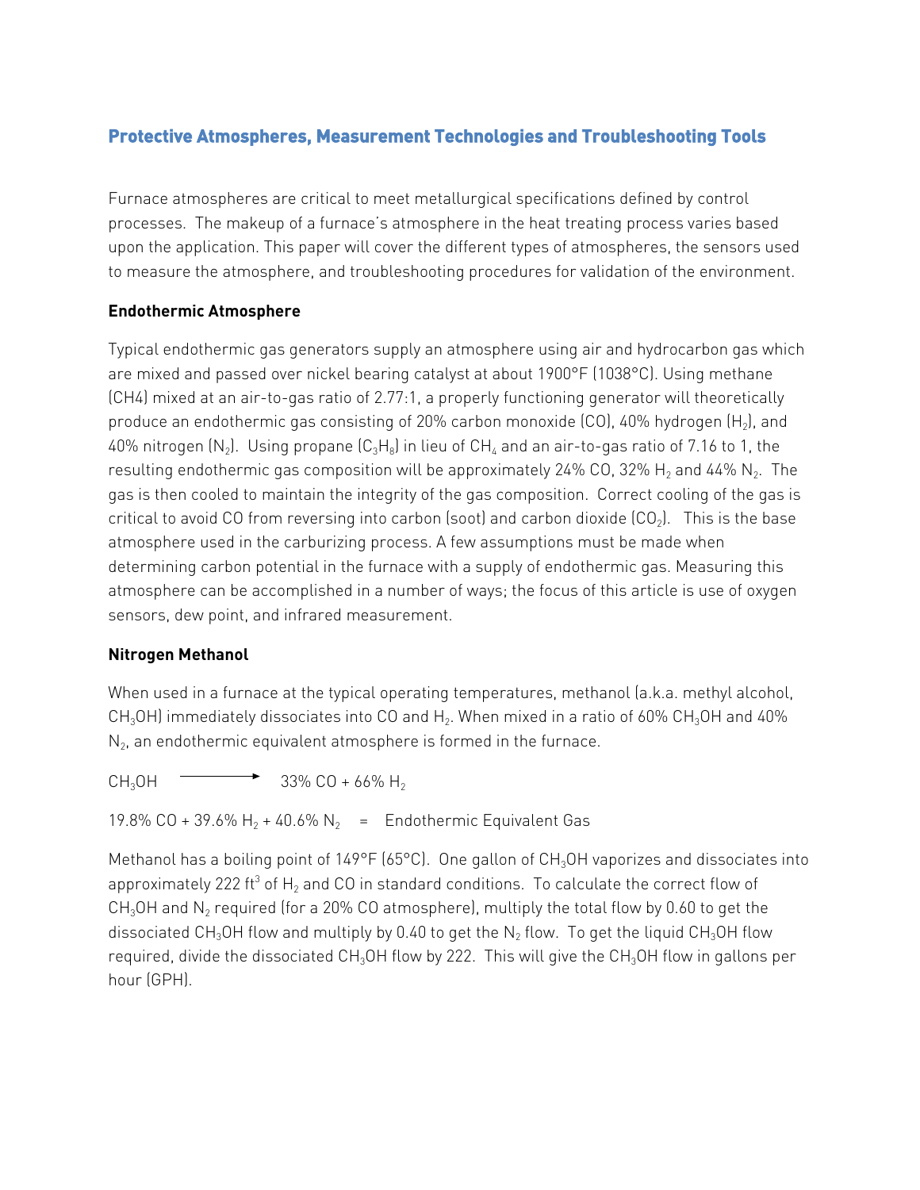## Protective Atmospheres, Measurement Technologies and Troubleshooting Tools

Furnace atmospheres are critical to meet metallurgical specifications defined by control processes. The makeup of a furnace's atmosphere in the heat treating process varies based upon the application. This paper will cover the different types of atmospheres, the sensors used to measure the atmosphere, and troubleshooting procedures for validation of the environment.

### Endothermic Atmosphere

Typical endothermic gas generators supply an atmosphere using air and hydrocarbon gas which are mixed and passed over nickel bearing catalyst at about 1900°F (1038°C). Using methane (CH4) mixed at an air-to-gas ratio of 2.77:1, a properly functioning generator will theoretically produce an endothermic gas consisting of 20% carbon monoxide (CO), 40% hydrogen ($H_2$), and 40% nitrogen ($N_2$). Using propane ($C_3H_8$) in lieu of $CH_4$ and an air-to-gas ratio of 7.16 to 1, the resulting endothermic gas composition will be approximately 24% CO, 32% $H_2$ and 44% $N_2$. The gas is then cooled to maintain the integrity of the gas composition. Correct cooling of the gas is critical to avoid CO from reversing into carbon (soot) and carbon dioxide ($CO_2$). This is the base atmosphere used in the carburizing process. A few assumptions must be made when determining carbon potential in the furnace with a supply of endothermic gas. Measuring this atmosphere can be accomplished in a number of ways; the focus of this article is use of oxygen sensors, dew point, and infrared measurement.

### Nitrogen Methanol

When used in a furnace at the typical operating temperatures, methanol (a.k.a. methyl alcohol, $CH_3OH$) immediately dissociates into CO and $H_2$. When mixed in a ratio of 60% $CH_3OH$ and 40% $N_2$, an endothermic equivalent atmosphere is formed in the furnace.

$$CH_3OH \longrightarrow 33\%\ CO + 66\%\ H_2$$

$$19.8\%\ CO + 39.6\%\ H_2 + 40.6\%\ N_2 \quad = \quad \text{Endothermic Equivalent Gas}$$

Methanol has a boiling point of 149°F (65°C). One gallon of $CH_3OH$ vaporizes and dissociates into approximately 222 $ft^3$ of $H_2$ and CO in standard conditions. To calculate the correct flow of $CH_3OH$ and $N_2$ required (for a 20% CO atmosphere), multiply the total flow by 0.60 to get the dissociated $CH_3OH$ flow and multiply by 0.40 to get the $N_2$ flow. To get the liquid $CH_3OH$ flow required, divide the dissociated $CH_3OH$ flow by 222. This will give the $CH_3OH$ flow in gallons per hour (GPH).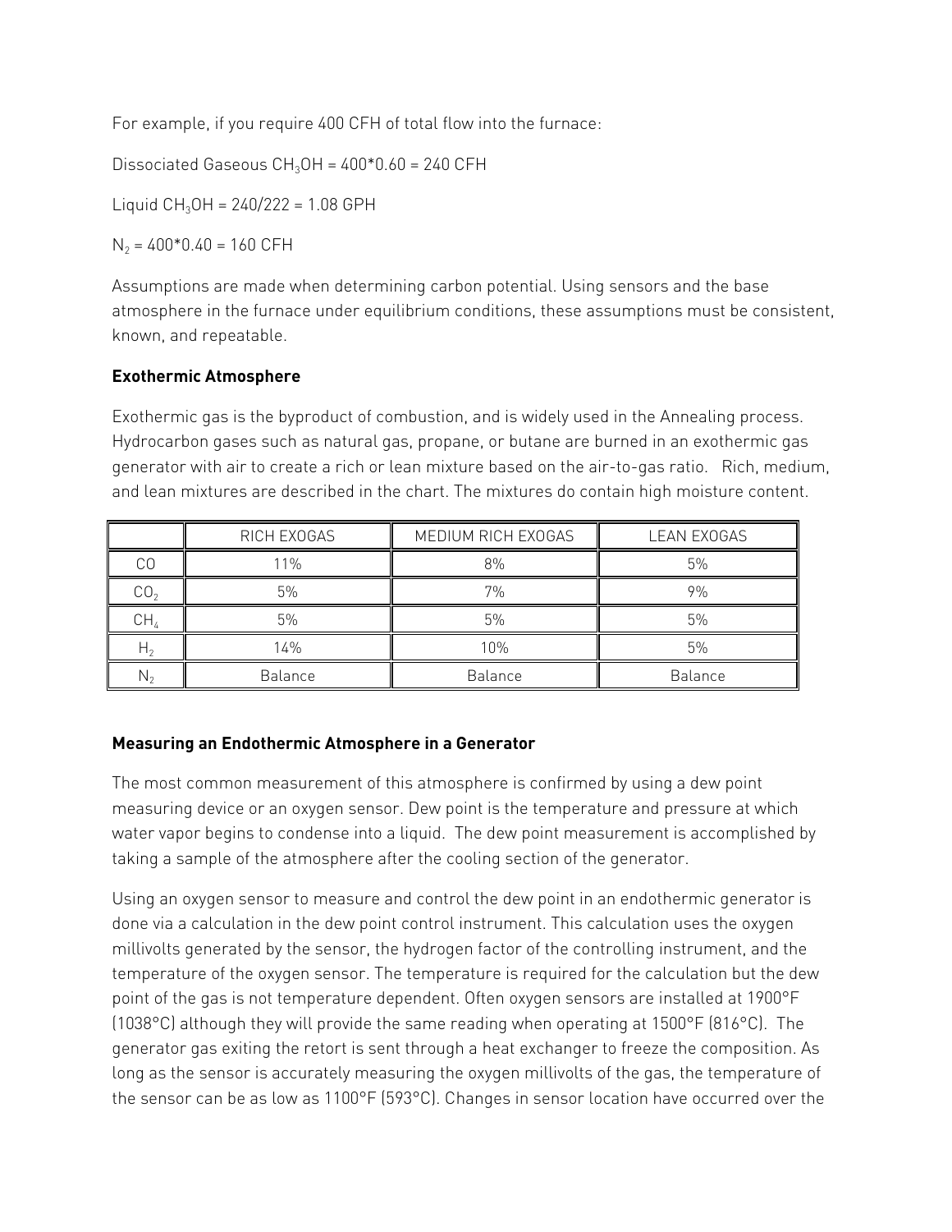For example, if you require 400 CFH of total flow into the furnace:

Dissociated Gaseous $CH_3OH$ = 400*0.60 = 240 CFH

Liquid $CH_3OH$ = 240/222 = 1.08 GPH

$N_2$ = 400*0.40 = 160 CFH

Assumptions are made when determining carbon potential. Using sensors and the base atmosphere in the furnace under equilibrium conditions, these assumptions must be consistent, known, and repeatable.

### Exothermic Atmosphere

Exothermic gas is the byproduct of combustion, and is widely used in the Annealing process. Hydrocarbon gases such as natural gas, propane, or butane are burned in an exothermic gas generator with air to create a rich or lean mixture based on the air-to-gas ratio. Rich, medium, and lean mixtures are described in the chart. The mixtures do contain high moisture content.

| | RICH EXOGAS | MEDIUM RICH EXOGAS | LEAN EXOGAS |
|---|---|---|---|
| $CO$ | 11% | 8% | 5% |
| $CO_2$ | 5% | 7% | 9% |
| $CH_4$ | 5% | 5% | 5% |
| $H_2$ | 14% | 10% | 5% |
| $N_2$ | Balance | Balance | Balance |

### Measuring an Endothermic Atmosphere in a Generator

The most common measurement of this atmosphere is confirmed by using a dew point measuring device or an oxygen sensor. Dew point is the temperature and pressure at which water vapor begins to condense into a liquid. The dew point measurement is accomplished by taking a sample of the atmosphere after the cooling section of the generator.

Using an oxygen sensor to measure and control the dew point in an endothermic generator is done via a calculation in the dew point control instrument. This calculation uses the oxygen millivolts generated by the sensor, the hydrogen factor of the controlling instrument, and the temperature of the oxygen sensor. The temperature is required for the calculation but the dew point of the gas is not temperature dependent. Often oxygen sensors are installed at 1900°F (1038°C) although they will provide the same reading when operating at 1500°F (816°C). The generator gas exiting the retort is sent through a heat exchanger to freeze the composition. As long as the sensor is accurately measuring the oxygen millivolts of the gas, the temperature of the sensor can be as low as 1100°F (593°C). Changes in sensor location have occurred over the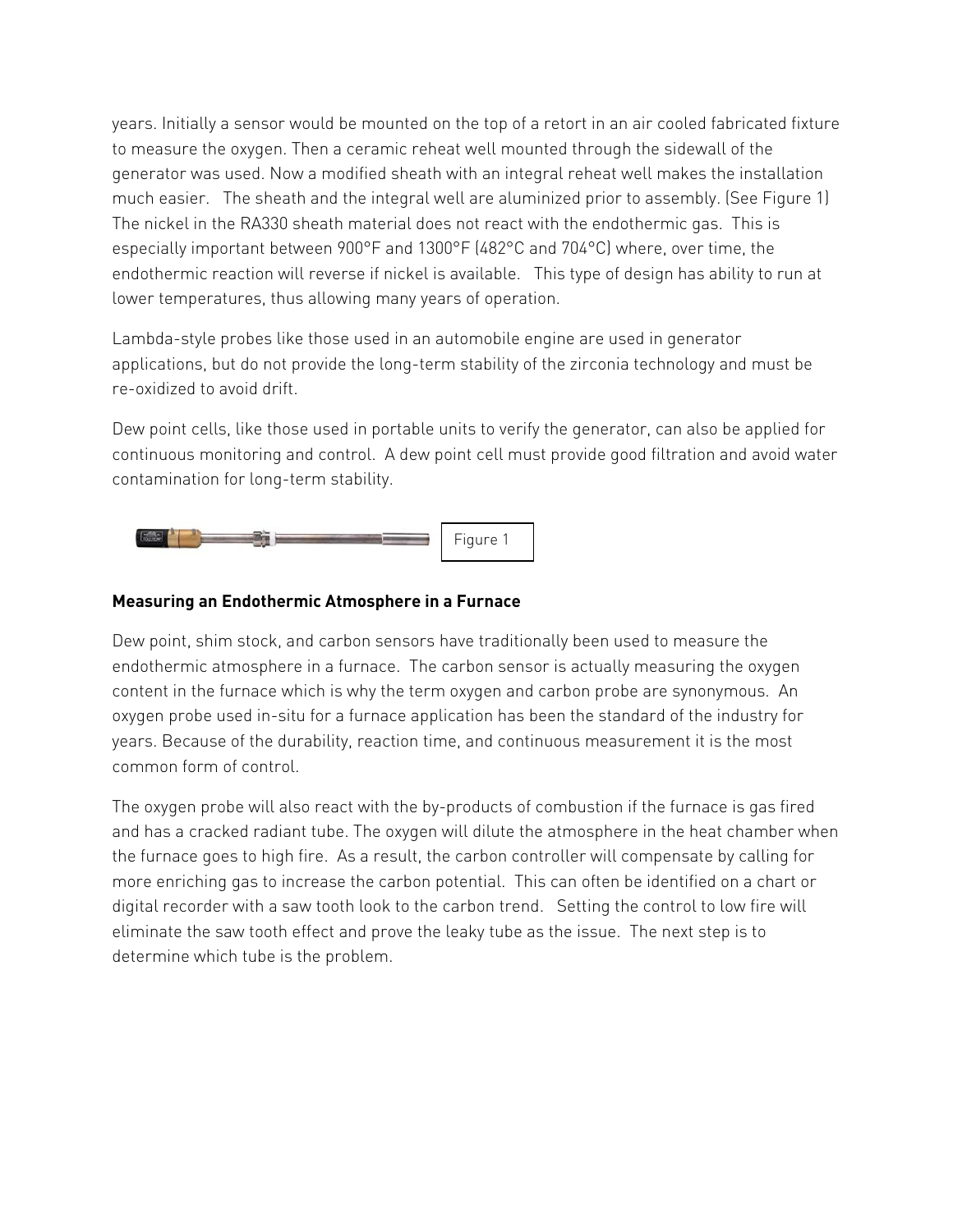years. Initially a sensor would be mounted on the top of a retort in an air cooled fabricated fixture to measure the oxygen. Then a ceramic reheat well mounted through the sidewall of the generator was used. Now a modified sheath with an integral reheat well makes the installation much easier. The sheath and the integral well are aluminized prior to assembly. (See Figure 1) The nickel in the RA330 sheath material does not react with the endothermic gas. This is especially important between 900°F and 1300°F (482°C and 704°C) where, over time, the endothermic reaction will reverse if nickel is available. This type of design has ability to run at lower temperatures, thus allowing many years of operation.

Lambda-style probes like those used in an automobile engine are used in generator applications, but do not provide the long-term stability of the zirconia technology and must be re-oxidized to avoid drift.

Dew point cells, like those used in portable units to verify the generator, can also be applied for continuous monitoring and control. A dew point cell must provide good filtration and avoid water contamination for long-term stability.

Figure 1

**Measuring an Endothermic Atmosphere in a Furnace**

Dew point, shim stock, and carbon sensors have traditionally been used to measure the endothermic atmosphere in a furnace. The carbon sensor is actually measuring the oxygen content in the furnace which is why the term oxygen and carbon probe are synonymous. An oxygen probe used in-situ for a furnace application has been the standard of the industry for years. Because of the durability, reaction time, and continuous measurement it is the most common form of control.

The oxygen probe will also react with the by-products of combustion if the furnace is gas fired and has a cracked radiant tube. The oxygen will dilute the atmosphere in the heat chamber when the furnace goes to high fire. As a result, the carbon controller will compensate by calling for more enriching gas to increase the carbon potential. This can often be identified on a chart or digital recorder with a saw tooth look to the carbon trend. Setting the control to low fire will eliminate the saw tooth effect and prove the leaky tube as the issue. The next step is to determine which tube is the problem.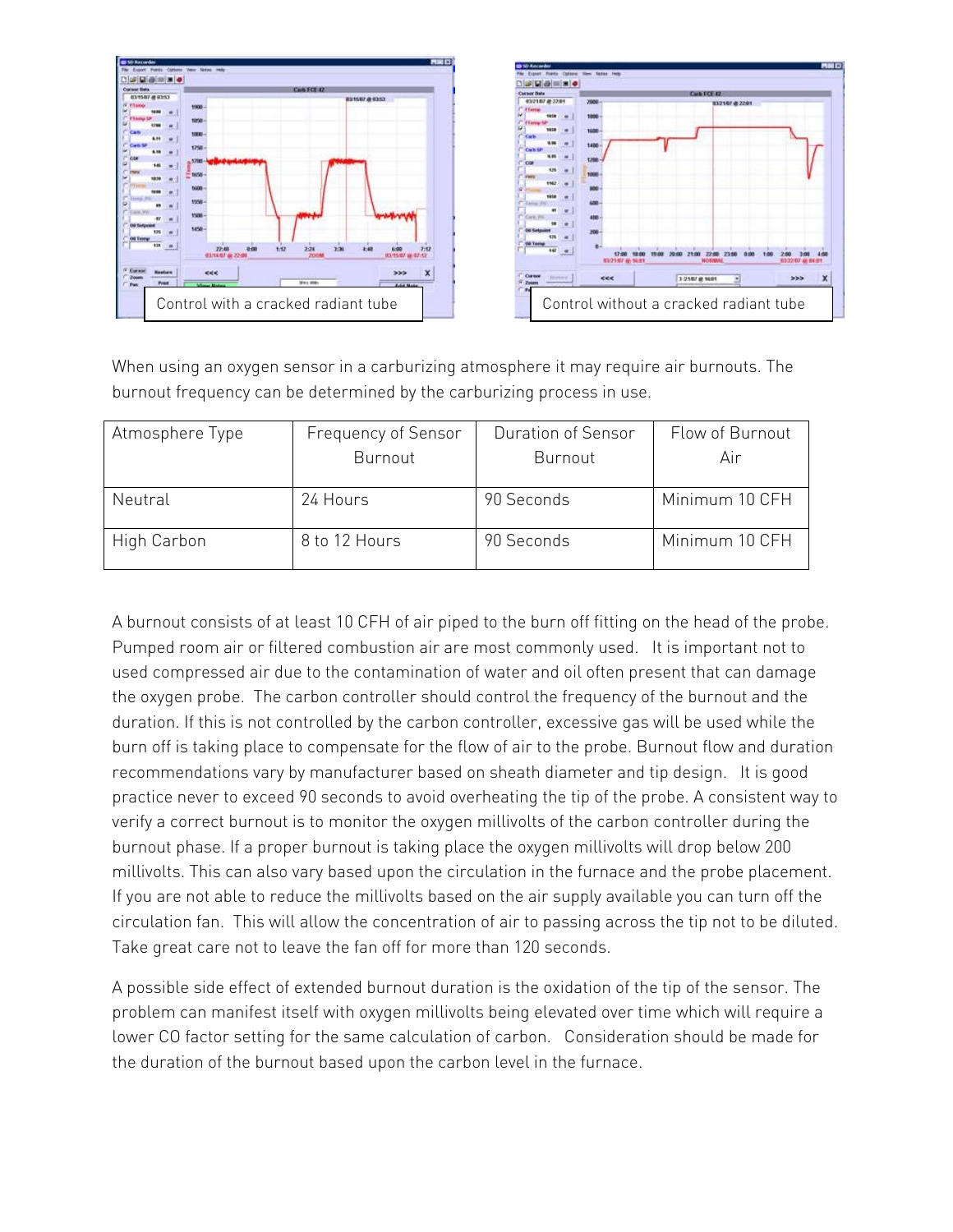Control with a cracked radiant tube

Control without a cracked radiant tube

When using an oxygen sensor in a carburizing atmosphere it may require air burnouts. The burnout frequency can be determined by the carburizing process in use.

| Atmosphere Type | Frequency of Sensor Burnout | Duration of Sensor Burnout | Flow of Burnout Air |
|---|---|---|---|
| Neutral | 24 Hours | 90 Seconds | Minimum 10 CFH |
| High Carbon | 8 to 12 Hours | 90 Seconds | Minimum 10 CFH |

A burnout consists of at least 10 CFH of air piped to the burn off fitting on the head of the probe. Pumped room air or filtered combustion air are most commonly used. It is important not to used compressed air due to the contamination of water and oil often present that can damage the oxygen probe. The carbon controller should control the frequency of the burnout and the duration. If this is not controlled by the carbon controller, excessive gas will be used while the burn off is taking place to compensate for the flow of air to the probe. Burnout flow and duration recommendations vary by manufacturer based on sheath diameter and tip design. It is good practice never to exceed 90 seconds to avoid overheating the tip of the probe. A consistent way to verify a correct burnout is to monitor the oxygen millivolts of the carbon controller during the burnout phase. If a proper burnout is taking place the oxygen millivolts will drop below 200 millivolts. This can also vary based upon the circulation in the furnace and the probe placement. If you are not able to reduce the millivolts based on the air supply available you can turn off the circulation fan. This will allow the concentration of air to passing across the tip not to be diluted. Take great care not to leave the fan off for more than 120 seconds.

A possible side effect of extended burnout duration is the oxidation of the tip of the sensor. The problem can manifest itself with oxygen millivolts being elevated over time which will require a lower CO factor setting for the same calculation of carbon. Consideration should be made for the duration of the burnout based upon the carbon level in the furnace.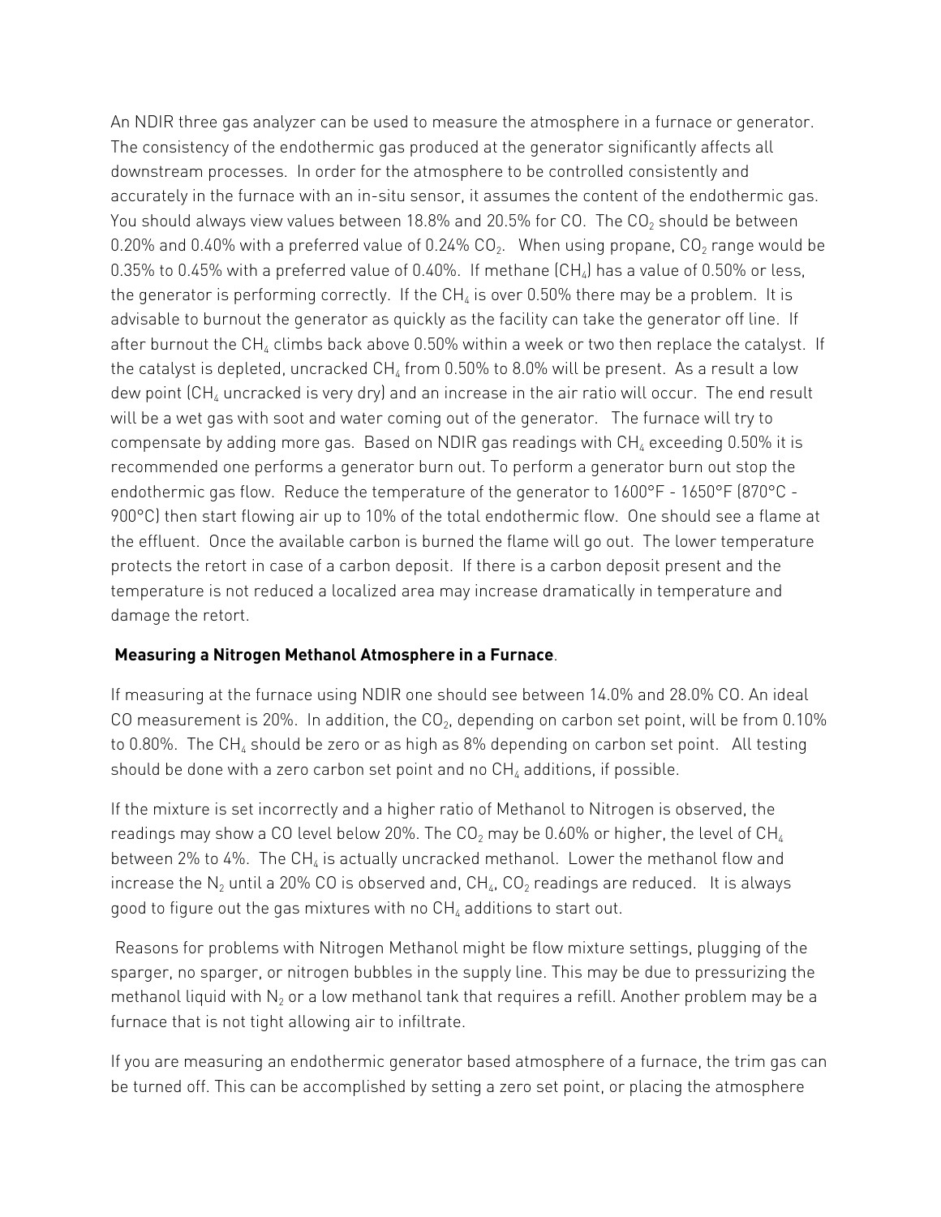An NDIR three gas analyzer can be used to measure the atmosphere in a furnace or generator. The consistency of the endothermic gas produced at the generator significantly affects all downstream processes. In order for the atmosphere to be controlled consistently and accurately in the furnace with an in-situ sensor, it assumes the content of the endothermic gas. You should always view values between 18.8% and 20.5% for CO. The $CO_2$ should be between 0.20% and 0.40% with a preferred value of 0.24% $CO_2$. When using propane, $CO_2$ range would be 0.35% to 0.45% with a preferred value of 0.40%. If methane ($CH_4$) has a value of 0.50% or less, the generator is performing correctly. If the $CH_4$ is over 0.50% there may be a problem. It is advisable to burnout the generator as quickly as the facility can take the generator off line. If after burnout the $CH_4$ climbs back above 0.50% within a week or two then replace the catalyst. If the catalyst is depleted, uncracked $CH_4$ from 0.50% to 8.0% will be present. As a result a low dew point ($CH_4$ uncracked is very dry) and an increase in the air ratio will occur. The end result will be a wet gas with soot and water coming out of the generator. The furnace will try to compensate by adding more gas. Based on NDIR gas readings with $CH_4$ exceeding 0.50% it is recommended one performs a generator burn out. To perform a generator burn out stop the endothermic gas flow. Reduce the temperature of the generator to 1600°F - 1650°F (870°C - 900°C) then start flowing air up to 10% of the total endothermic flow. One should see a flame at the effluent. Once the available carbon is burned the flame will go out. The lower temperature protects the retort in case of a carbon deposit. If there is a carbon deposit present and the temperature is not reduced a localized area may increase dramatically in temperature and damage the retort.

**Measuring a Nitrogen Methanol Atmosphere in a Furnace**.

If measuring at the furnace using NDIR one should see between 14.0% and 28.0% CO. An ideal CO measurement is 20%. In addition, the $CO_2$, depending on carbon set point, will be from 0.10% to 0.80%. The $CH_4$ should be zero or as high as 8% depending on carbon set point. All testing should be done with a zero carbon set point and no $CH_4$ additions, if possible.

If the mixture is set incorrectly and a higher ratio of Methanol to Nitrogen is observed, the readings may show a CO level below 20%. The $CO_2$ may be 0.60% or higher, the level of $CH_4$ between 2% to 4%. The $CH_4$ is actually uncracked methanol. Lower the methanol flow and increase the $N_2$ until a 20% CO is observed and, $CH_4$, $CO_2$ readings are reduced. It is always good to figure out the gas mixtures with no $CH_4$ additions to start out.

Reasons for problems with Nitrogen Methanol might be flow mixture settings, plugging of the sparger, no sparger, or nitrogen bubbles in the supply line. This may be due to pressurizing the methanol liquid with $N_2$ or a low methanol tank that requires a refill. Another problem may be a furnace that is not tight allowing air to infiltrate.

If you are measuring an endothermic generator based atmosphere of a furnace, the trim gas can be turned off. This can be accomplished by setting a zero set point, or placing the atmosphere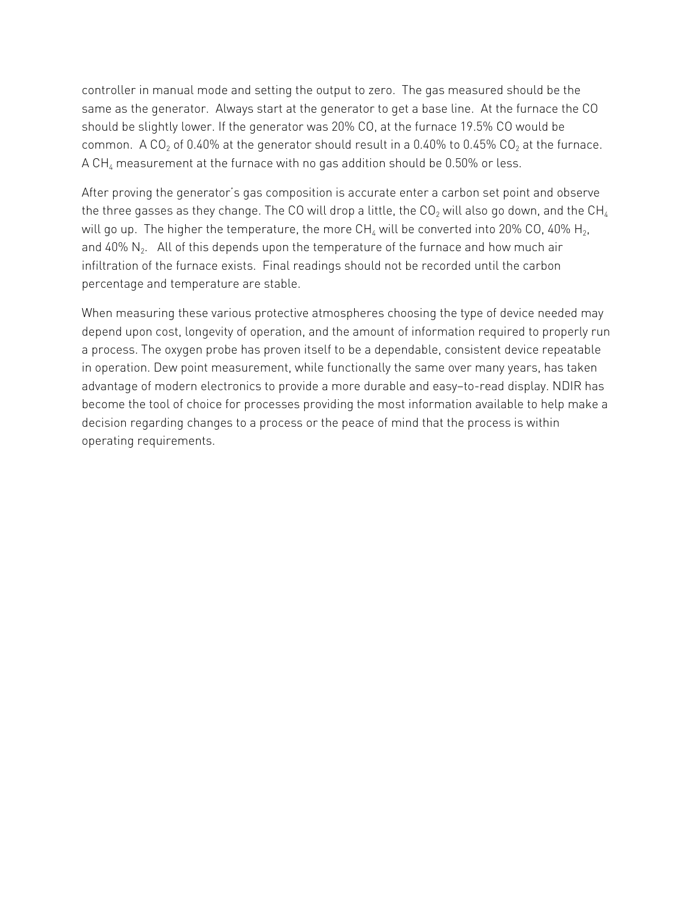controller in manual mode and setting the output to zero. The gas measured should be the same as the generator. Always start at the generator to get a base line. At the furnace the CO should be slightly lower. If the generator was 20% CO, at the furnace 19.5% CO would be common. A $CO_2$ of 0.40% at the generator should result in a 0.40% to 0.45% $CO_2$ at the furnace. A $CH_4$ measurement at the furnace with no gas addition should be 0.50% or less.

After proving the generator's gas composition is accurate enter a carbon set point and observe the three gasses as they change. The CO will drop a little, the $CO_2$ will also go down, and the $CH_4$ will go up. The higher the temperature, the more $CH_4$ will be converted into 20% CO, 40% $H_2$, and 40% $N_2$. All of this depends upon the temperature of the furnace and how much air infiltration of the furnace exists. Final readings should not be recorded until the carbon percentage and temperature are stable.

When measuring these various protective atmospheres choosing the type of device needed may depend upon cost, longevity of operation, and the amount of information required to properly run a process. The oxygen probe has proven itself to be a dependable, consistent device repeatable in operation. Dew point measurement, while functionally the same over many years, has taken advantage of modern electronics to provide a more durable and easy–to-read display. NDIR has become the tool of choice for processes providing the most information available to help make a decision regarding changes to a process or the peace of mind that the process is within operating requirements.